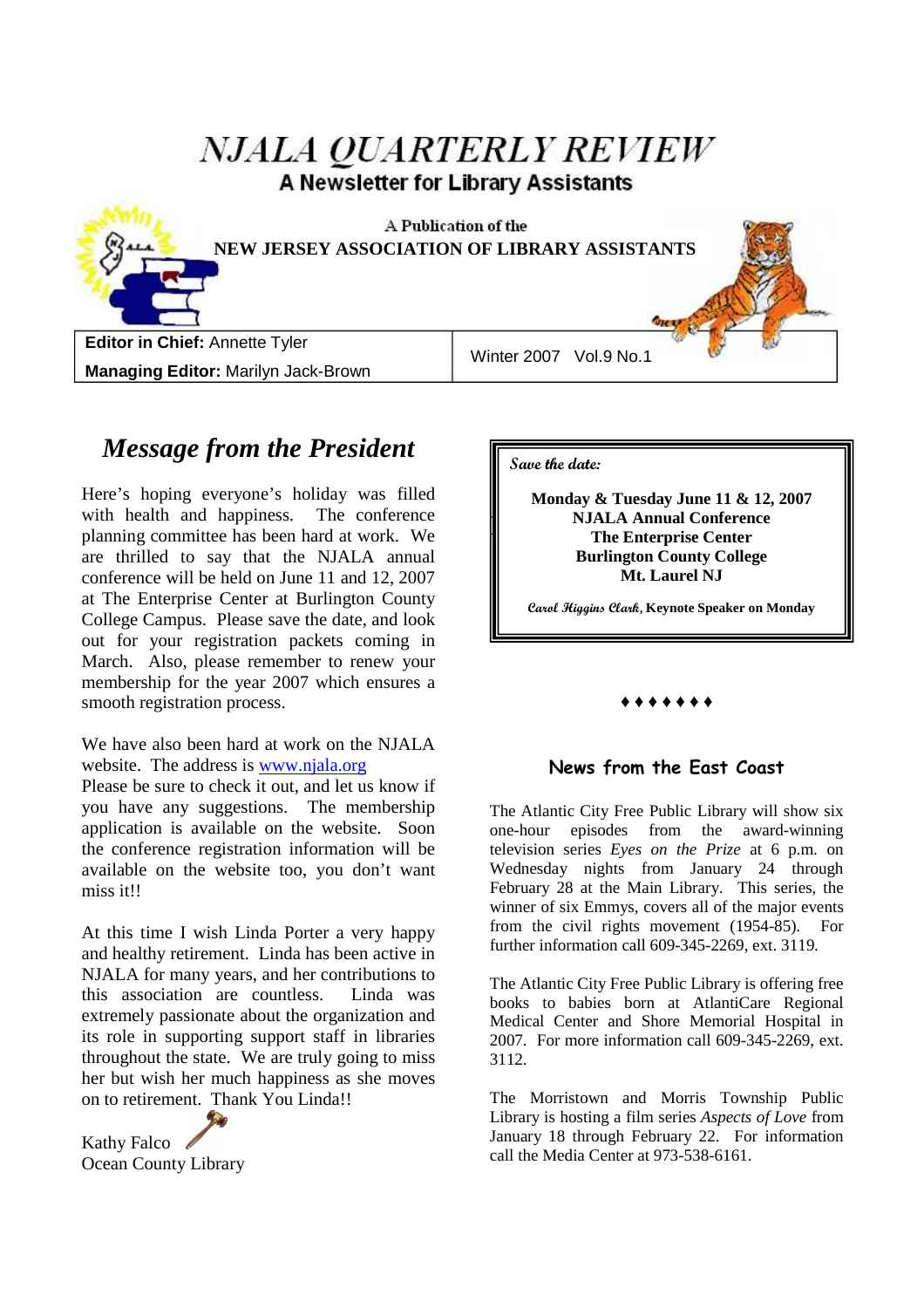# NJALA QUARTERLY REVIEW

**A Newsletter for Library Assistants**

A Publication of the
**NEW JERSEY ASSOCIATION OF LIBRARY ASSISTANTS**

| | |
|---|---|
| **Editor in Chief:** Annette Tyler<br>**Managing Editor:** Marilyn Jack-Brown | Winter 2007 Vol.9 No.1 |

## *Message from the President*

Here's hoping everyone's holiday was filled with health and happiness. The conference planning committee has been hard at work. We are thrilled to say that the NJALA annual conference will be held on June 11 and 12, 2007 at The Enterprise Center at Burlington County College Campus. Please save the date, and look out for your registration packets coming in March. Also, please remember to renew your membership for the year 2007 which ensures a smooth registration process.

We have also been hard at work on the NJALA website. The address is www.njala.org
Please be sure to check it out, and let us know if you have any suggestions. The membership application is available on the website. Soon the conference registration information will be available on the website too, you don't want miss it!!

At this time I wish Linda Porter a very happy and healthy retirement. Linda has been active in NJALA for many years, and her contributions to this association are countless. Linda was extremely passionate about the organization and its role in supporting support staff in libraries throughout the state. We are truly going to miss her but wish her much happiness as she moves on to retirement. Thank You Linda!!

Kathy Falco
Ocean County Library

> *Save the date:*
>
> **Monday & Tuesday June 11 & 12, 2007**
> **NJALA Annual Conference**
> **The Enterprise Center**
> **Burlington County College**
> **Mt. Laurel NJ**
>
> *Carol Higgins Clark,* **Keynote Speaker on Monday**

♦♦♦♦♦♦♦

### News from the East Coast

The Atlantic City Free Public Library will show six one-hour episodes from the award-winning television series *Eyes on the Prize* at 6 p.m. on Wednesday nights from January 24 through February 28 at the Main Library. This series, the winner of six Emmys, covers all of the major events from the civil rights movement (1954-85). For further information call 609-345-2269, ext. 3119.

The Atlantic City Free Public Library is offering free books to babies born at AtlantiCare Regional Medical Center and Shore Memorial Hospital in 2007. For more information call 609-345-2269, ext. 3112.

The Morristown and Morris Township Public Library is hosting a film series *Aspects of Love* from January 18 through February 22. For information call the Media Center at 973-538-6161.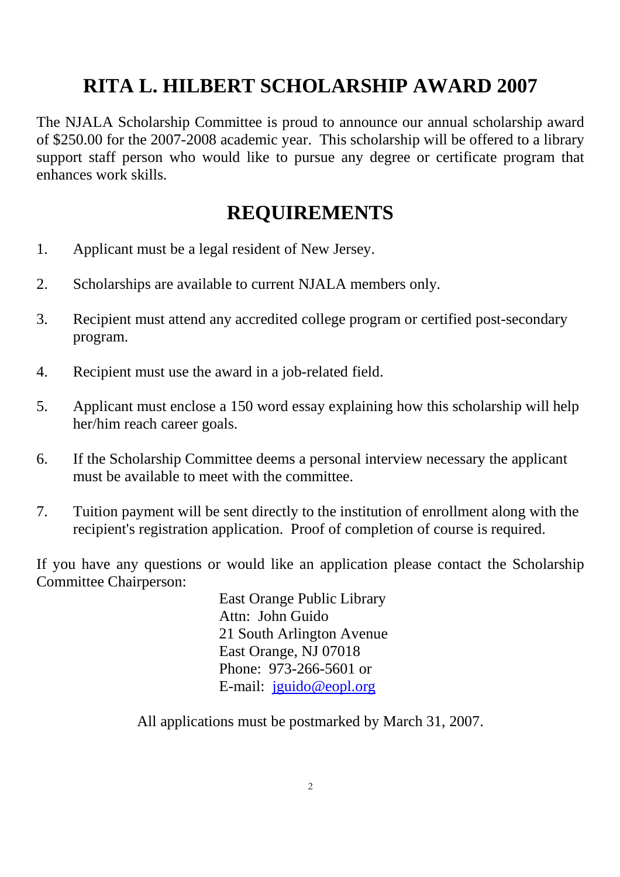# RITA L. HILBERT SCHOLARSHIP AWARD 2007

The NJALA Scholarship Committee is proud to announce our annual scholarship award of $250.00 for the 2007-2008 academic year. This scholarship will be offered to a library support staff person who would like to pursue any degree or certificate program that enhances work skills.

## REQUIREMENTS

1. Applicant must be a legal resident of New Jersey.
2. Scholarships are available to current NJALA members only.
3. Recipient must attend any accredited college program or certified post-secondary program.
4. Recipient must use the award in a job-related field.
5. Applicant must enclose a 150 word essay explaining how this scholarship will help her/him reach career goals.
6. If the Scholarship Committee deems a personal interview necessary the applicant must be available to meet with the committee.
7. Tuition payment will be sent directly to the institution of enrollment along with the recipient's registration application. Proof of completion of course is required.

If you have any questions or would like an application please contact the Scholarship Committee Chairperson:

East Orange Public Library
Attn: John Guido
21 South Arlington Avenue
East Orange, NJ 07018
Phone: 973-266-5601 or
E-mail: jguido@eopl.org

All applications must be postmarked by March 31, 2007.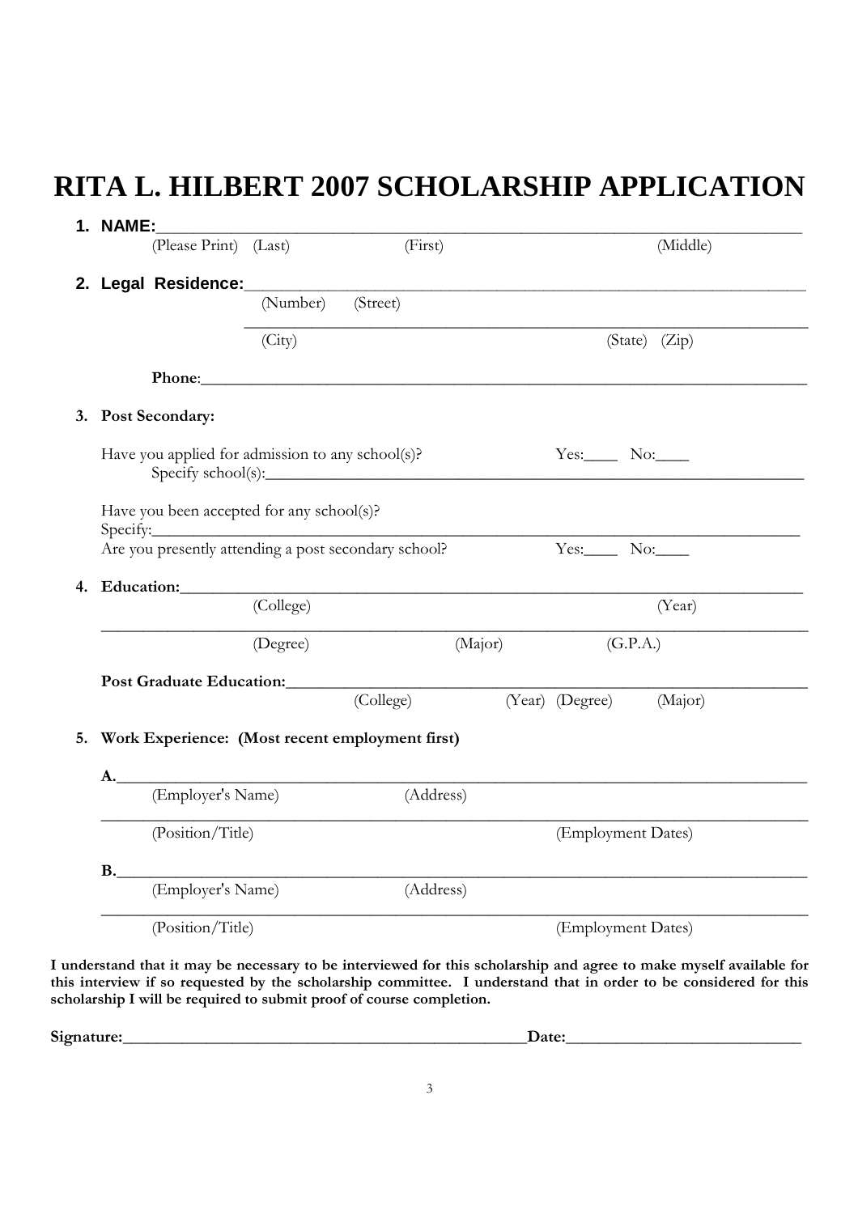# RITA L. HILBERT 2007 SCHOLARSHIP APPLICATION

1. **NAME:**\_\_\_\_\_\_\_\_\_\_\_\_\_\_\_\_\_\_\_\_\_\_\_\_\_\_\_\_\_\_\_\_\_\_\_\_\_\_\_\_\_\_\_\_\_\_\_\_\_\_\_\_\_\_\_\_\_\_\_\_\_\_\_\_

   (Please Print) (Last) (First) (Middle)

2. **Legal Residence:**\_\_\_\_\_\_\_\_\_\_\_\_\_\_\_\_\_\_\_\_\_\_\_\_\_\_\_\_\_\_\_\_\_\_\_\_\_\_\_\_\_\_\_\_\_\_\_\_\_\_\_\_\_\_\_

   (Number) (Street)

   \_\_\_\_\_\_\_\_\_\_\_\_\_\_\_\_\_\_\_\_\_\_\_\_\_\_\_\_\_\_\_\_\_\_\_\_\_\_\_\_\_\_\_\_\_\_\_\_\_\_\_\_\_\_\_\_\_\_\_\_\_\_\_\_\_\_\_\_\_

   (City) (State) (Zip)

   **Phone**:\_\_\_\_\_\_\_\_\_\_\_\_\_\_\_\_\_\_\_\_\_\_\_\_\_\_\_\_\_\_\_\_\_\_\_\_\_\_\_\_\_\_\_\_\_\_\_\_\_\_\_\_\_\_\_\_\_\_\_\_\_\_\_\_

3. **Post Secondary:**

   Have you applied for admission to any school(s)? Yes:\_\_\_\_ No:\_\_\_\_
   Specify school(s):\_\_\_\_\_\_\_\_\_\_\_\_\_\_\_\_\_\_\_\_\_\_\_\_\_\_\_\_\_\_\_\_\_\_\_\_\_\_\_\_\_\_\_\_\_\_\_\_\_\_\_\_\_\_\_\_\_

   Have you been accepted for any school(s)?
   Specify:\_\_\_\_\_\_\_\_\_\_\_\_\_\_\_\_\_\_\_\_\_\_\_\_\_\_\_\_\_\_\_\_\_\_\_\_\_\_\_\_\_\_\_\_\_\_\_\_\_\_\_\_\_\_\_\_\_\_\_\_\_\_\_\_\_
   Are you presently attending a post secondary school? Yes:\_\_\_\_ No:\_\_\_\_

4. **Education:**\_\_\_\_\_\_\_\_\_\_\_\_\_\_\_\_\_\_\_\_\_\_\_\_\_\_\_\_\_\_\_\_\_\_\_\_\_\_\_\_\_\_\_\_\_\_\_\_\_\_\_\_\_\_\_\_\_\_\_\_\_\_

   (College) (Year)

   \_\_\_\_\_\_\_\_\_\_\_\_\_\_\_\_\_\_\_\_\_\_\_\_\_\_\_\_\_\_\_\_\_\_\_\_\_\_\_\_\_\_\_\_\_\_\_\_\_\_\_\_\_\_\_\_\_\_\_\_\_\_\_\_\_\_\_\_\_\_\_

   (Degree) (Major) (G.P.A.)

   **Post Graduate Education:**\_\_\_\_\_\_\_\_\_\_\_\_\_\_\_\_\_\_\_\_\_\_\_\_\_\_\_\_\_\_\_\_\_\_\_\_\_\_\_\_\_\_\_\_\_\_\_\_\_\_\_

   (College) (Year) (Degree) (Major)

5. **Work Experience: (Most recent employment first)**

   **A.**\_\_\_\_\_\_\_\_\_\_\_\_\_\_\_\_\_\_\_\_\_\_\_\_\_\_\_\_\_\_\_\_\_\_\_\_\_\_\_\_\_\_\_\_\_\_\_\_\_\_\_\_\_\_\_\_\_\_\_\_\_\_\_\_\_\_\_\_

   (Employer's Name) (Address)

   \_\_\_\_\_\_\_\_\_\_\_\_\_\_\_\_\_\_\_\_\_\_\_\_\_\_\_\_\_\_\_\_\_\_\_\_\_\_\_\_\_\_\_\_\_\_\_\_\_\_\_\_\_\_\_\_\_\_\_\_\_\_\_\_\_\_\_\_\_\_\_

   (Position/Title) (Employment Dates)

   **B.**\_\_\_\_\_\_\_\_\_\_\_\_\_\_\_\_\_\_\_\_\_\_\_\_\_\_\_\_\_\_\_\_\_\_\_\_\_\_\_\_\_\_\_\_\_\_\_\_\_\_\_\_\_\_\_\_\_\_\_\_\_\_\_\_\_\_\_\_

   (Employer's Name) (Address)

   \_\_\_\_\_\_\_\_\_\_\_\_\_\_\_\_\_\_\_\_\_\_\_\_\_\_\_\_\_\_\_\_\_\_\_\_\_\_\_\_\_\_\_\_\_\_\_\_\_\_\_\_\_\_\_\_\_\_\_\_\_\_\_\_\_\_\_\_\_\_\_

   (Position/Title) (Employment Dates)

**I understand that it may be necessary to be interviewed for this scholarship and agree to make myself available for this interview if so requested by the scholarship committee. I understand that in order to be considered for this scholarship I will be required to submit proof of course completion.**

**Signature:**\_\_\_\_\_\_\_\_\_\_\_\_\_\_\_\_\_\_\_\_\_\_\_\_\_\_\_\_\_\_\_\_\_\_\_\_\_\_\_\_\_\_\_\_\_\_\_**Date:**\_\_\_\_\_\_\_\_\_\_\_\_\_\_\_\_\_\_\_\_\_\_\_\_\_\_\_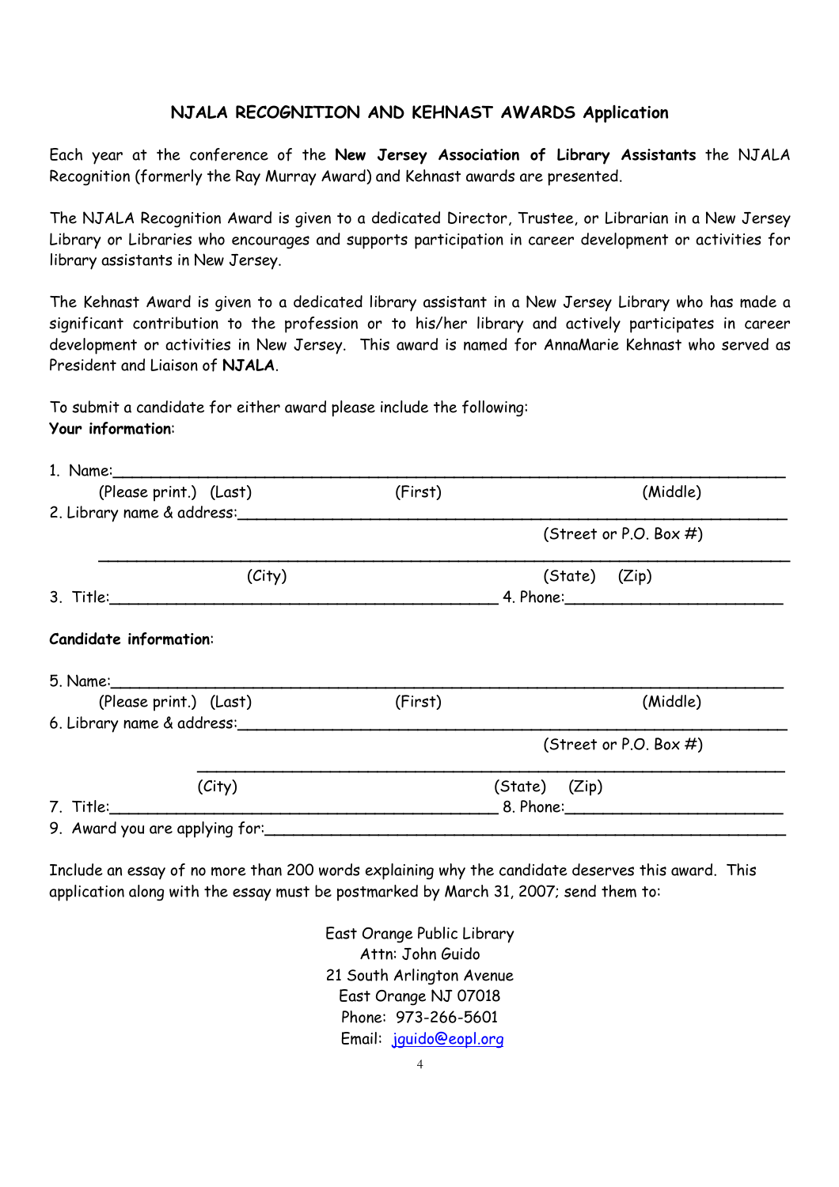## NJALA RECOGNITION AND KEHNAST AWARDS Application

Each year at the conference of the **New Jersey Association of Library Assistants** the NJALA Recognition (formerly the Ray Murray Award) and Kehnast awards are presented.

The NJALA Recognition Award is given to a dedicated Director, Trustee, or Librarian in a New Jersey Library or Libraries who encourages and supports participation in career development or activities for library assistants in New Jersey.

The Kehnast Award is given to a dedicated library assistant in a New Jersey Library who has made a significant contribution to the profession or to his/her library and actively participates in career development or activities in New Jersey. This award is named for AnnaMarie Kehnast who served as President and Liaison of **NJALA**.

To submit a candidate for either award please include the following:

**Your information**:

1. Name:______________________________________________________________________
   (Please print.) (Last) (First) (Middle)
2. Library name & address:_______________________________________________________
   (Street or P.O. Box #)
   ______________________________________________________________________
   (City) (State) (Zip)
3. Title:_________________________________________ 4. Phone:______________________

**Candidate information**:

5. Name:______________________________________________________________________
   (Please print.) (Last) (First) (Middle)
6. Library name & address:_______________________________________________________
   (Street or P.O. Box #)
   ______________________________________________________________________
   (City) (State) (Zip)
7. Title:_________________________________________ 8. Phone:______________________
9. Award you are applying for:_____________________________________________________

Include an essay of no more than 200 words explaining why the candidate deserves this award. This application along with the essay must be postmarked by March 31, 2007; send them to:

East Orange Public Library
Attn: John Guido
21 South Arlington Avenue
East Orange NJ 07018
Phone: 973-266-5601
Email: jguido@eopl.org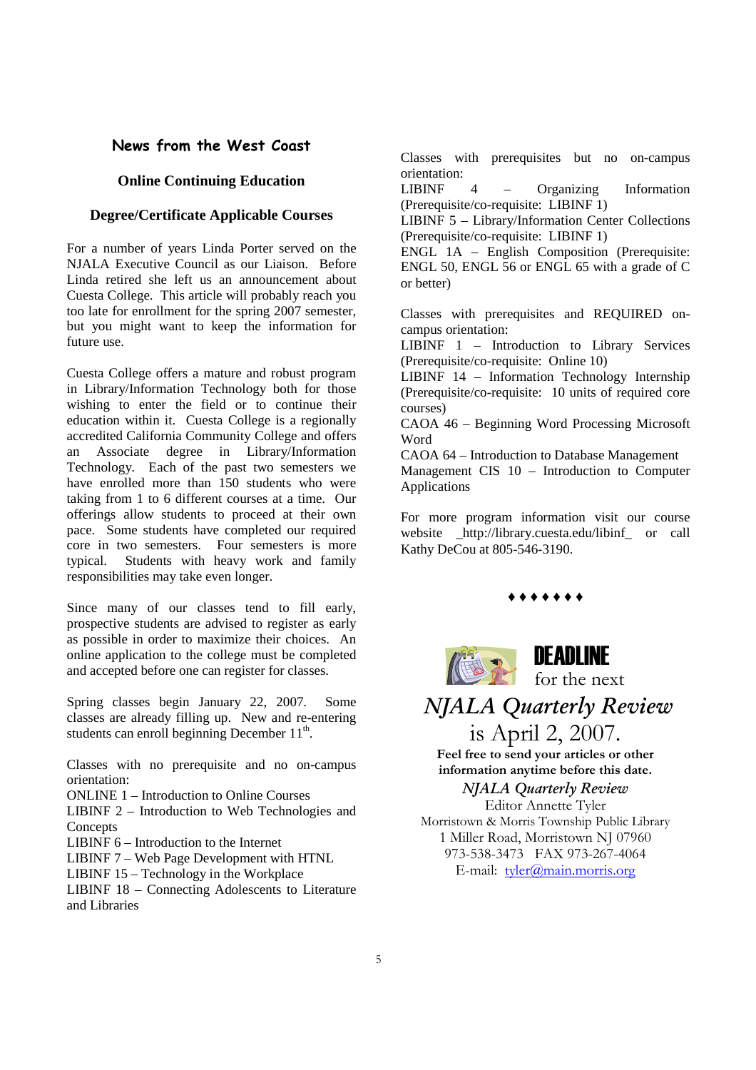## News from the West Coast

### Online Continuing Education

### Degree/Certificate Applicable Courses

For a number of years Linda Porter served on the NJALA Executive Council as our Liaison. Before Linda retired she left us an announcement about Cuesta College. This article will probably reach you too late for enrollment for the spring 2007 semester, but you might want to keep the information for future use.

Cuesta College offers a mature and robust program in Library/Information Technology both for those wishing to enter the field or to continue their education within it. Cuesta College is a regionally accredited California Community College and offers an Associate degree in Library/Information Technology. Each of the past two semesters we have enrolled more than 150 students who were taking from 1 to 6 different courses at a time. Our offerings allow students to proceed at their own pace. Some students have completed our required core in two semesters. Four semesters is more typical. Students with heavy work and family responsibilities may take even longer.

Since many of our classes tend to fill early, prospective students are advised to register as early as possible in order to maximize their choices. An online application to the college must be completed and accepted before one can register for classes.

Spring classes begin January 22, 2007. Some classes are already filling up. New and re-entering students can enroll beginning December 11th.

Classes with no prerequisite and no on-campus orientation:
ONLINE 1 – Introduction to Online Courses
LIBINF 2 – Introduction to Web Technologies and Concepts
LIBINF 6 – Introduction to the Internet
LIBINF 7 – Web Page Development with HTNL
LIBINF 15 – Technology in the Workplace
LIBINF 18 – Connecting Adolescents to Literature and Libraries

Classes with prerequisites but no on-campus orientation:
LIBINF 4 – Organizing Information (Prerequisite/co-requisite: LIBINF 1)
LIBINF 5 – Library/Information Center Collections (Prerequisite/co-requisite: LIBINF 1)
ENGL 1A – English Composition (Prerequisite: ENGL 50, ENGL 56 or ENGL 65 with a grade of C or better)

Classes with prerequisites and REQUIRED on-campus orientation:
LIBINF 1 – Introduction to Library Services (Prerequisite/co-requisite: Online 10)
LIBINF 14 – Information Technology Internship (Prerequisite/co-requisite: 10 units of required core courses)
CAOA 46 – Beginning Word Processing Microsoft Word
CAOA 64 – Introduction to Database Management
Management CIS 10 – Introduction to Computer Applications

For more program information visit our course website _http://library.cuesta.edu/libinf_ or call Kathy DeCou at 805-546-3190.

♦♦♦♦♦♦♦

**DEADLINE** for the next

*NJALA Quarterly Review* is April 2, 2007.

**Feel free to send your articles or other information anytime before this date.**

*NJALA Quarterly Review*
Editor Annette Tyler
Morristown & Morris Township Public Library
1 Miller Road, Morristown NJ 07960
973-538-3473 FAX 973-267-4064
E-mail: tyler@main.morris.org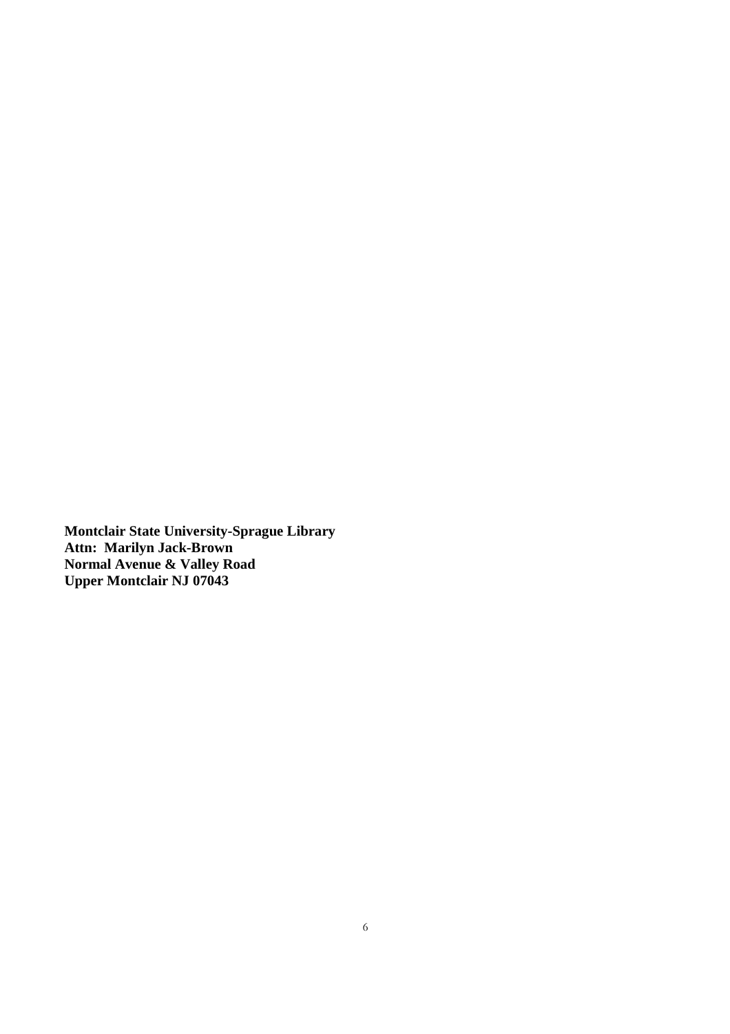**Montclair State University-Sprague Library**
**Attn: Marilyn Jack-Brown**
**Normal Avenue & Valley Road**
**Upper Montclair NJ 07043**